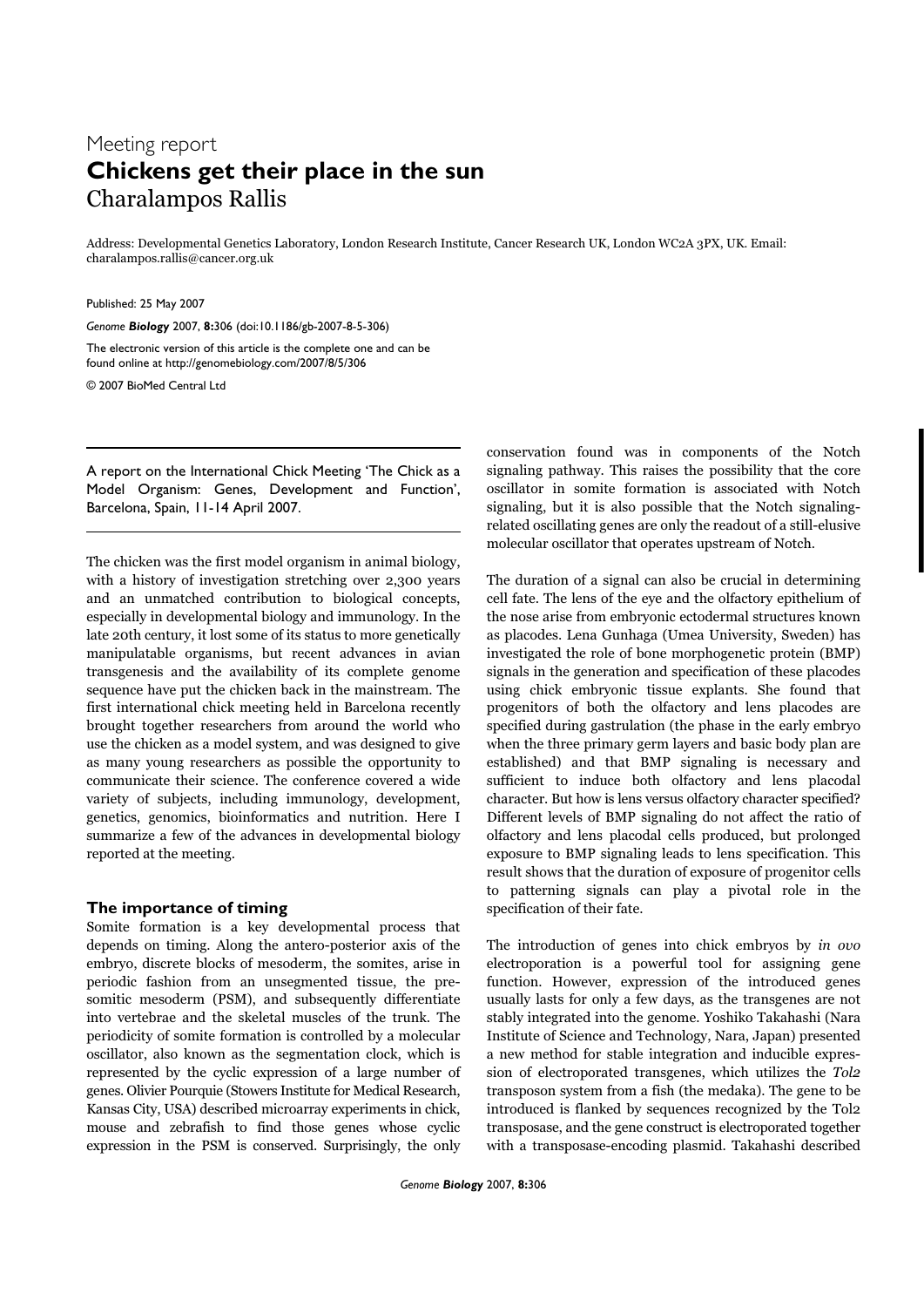Meeting report

# Chickens get their place in the sun

Charalampos Rallis

Address: Developmental Genetics Laboratory, London Research Institute, Cancer Research UK, London WC2A 3PX, UK. Email: charalampos.rallis@cancer.org.uk

Published: 25 May 2007

*Genome* ***Biology*** 2007, **8:**306 (doi:10.1186/gb-2007-8-5-306)

The electronic version of this article is the complete one and can be found online at http://genomebiology.com/2007/8/5/306

© 2007 BioMed Central Ltd

---

A report on the International Chick Meeting 'The Chick as a Model Organism: Genes, Development and Function', Barcelona, Spain, 11-14 April 2007.

---

The chicken was the first model organism in animal biology, with a history of investigation stretching over 2,300 years and an unmatched contribution to biological concepts, especially in developmental biology and immunology. In the late 20th century, it lost some of its status to more genetically manipulatable organisms, but recent advances in avian transgenesis and the availability of its complete genome sequence have put the chicken back in the mainstream. The first international chick meeting held in Barcelona recently brought together researchers from around the world who use the chicken as a model system, and was designed to give as many young researchers as possible the opportunity to communicate their science. The conference covered a wide variety of subjects, including immunology, development, genetics, genomics, bioinformatics and nutrition. Here I summarize a few of the advances in developmental biology reported at the meeting.

## The importance of timing

Somite formation is a key developmental process that depends on timing. Along the antero-posterior axis of the embryo, discrete blocks of mesoderm, the somites, arise in periodic fashion from an unsegmented tissue, the presomitic mesoderm (PSM), and subsequently differentiate into vertebrae and the skeletal muscles of the trunk. The periodicity of somite formation is controlled by a molecular oscillator, also known as the segmentation clock, which is represented by the cyclic expression of a large number of genes. Olivier Pourquie (Stowers Institute for Medical Research, Kansas City, USA) described microarray experiments in chick, mouse and zebrafish to find those genes whose cyclic expression in the PSM is conserved. Surprisingly, the only conservation found was in components of the Notch signaling pathway. This raises the possibility that the core oscillator in somite formation is associated with Notch signaling, but it is also possible that the Notch signaling-related oscillating genes are only the readout of a still-elusive molecular oscillator that operates upstream of Notch.

The duration of a signal can also be crucial in determining cell fate. The lens of the eye and the olfactory epithelium of the nose arise from embryonic ectodermal structures known as placodes. Lena Gunhaga (Umea University, Sweden) has investigated the role of bone morphogenetic protein (BMP) signals in the generation and specification of these placodes using chick embryonic tissue explants. She found that progenitors of both the olfactory and lens placodes are specified during gastrulation (the phase in the early embryo when the three primary germ layers and basic body plan are established) and that BMP signaling is necessary and sufficient to induce both olfactory and lens placodal character. But how is lens versus olfactory character specified? Different levels of BMP signaling do not affect the ratio of olfactory and lens placodal cells produced, but prolonged exposure to BMP signaling leads to lens specification. This result shows that the duration of exposure of progenitor cells to patterning signals can play a pivotal role in the specification of their fate.

The introduction of genes into chick embryos by *in ovo* electroporation is a powerful tool for assigning gene function. However, expression of the introduced genes usually lasts for only a few days, as the transgenes are not stably integrated into the genome. Yoshiko Takahashi (Nara Institute of Science and Technology, Nara, Japan) presented a new method for stable integration and inducible expression of electroporated transgenes, which utilizes the *Tol2* transposon system from a fish (the medaka). The gene to be introduced is flanked by sequences recognized by the Tol2 transposase, and the gene construct is electroporated together with a transposase-encoding plasmid. Takahashi described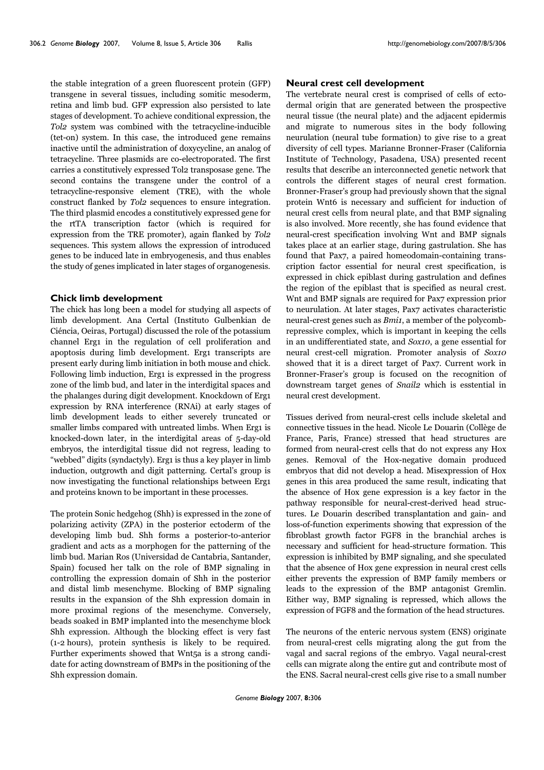the stable integration of a green fluorescent protein (GFP) transgene in several tissues, including somitic mesoderm, retina and limb bud. GFP expression also persisted to late stages of development. To achieve conditional expression, the *Tol2* system was combined with the tetracycline-inducible (tet-on) system. In this case, the introduced gene remains inactive until the administration of doxycycline, an analog of tetracycline. Three plasmids are co-electroporated. The first carries a constitutively expressed Tol2 transposase gene. The second contains the transgene under the control of a tetracycline-responsive element (TRE), with the whole construct flanked by *Tol2* sequences to ensure integration. The third plasmid encodes a constitutively expressed gene for the rtTA transcription factor (which is required for expression from the TRE promoter), again flanked by *Tol2* sequences. This system allows the expression of introduced genes to be induced late in embryogenesis, and thus enables the study of genes implicated in later stages of organogenesis.

## Chick limb development

The chick has long been a model for studying all aspects of limb development. Ana Certal (Instituto Gulbenkian de Ciéncia, Oeiras, Portugal) discussed the role of the potassium channel Erg1 in the regulation of cell proliferation and apoptosis during limb development. Erg1 transcripts are present early during limb initiation in both mouse and chick. Following limb induction, Erg1 is expressed in the progress zone of the limb bud, and later in the interdigital spaces and the phalanges during digit development. Knockdown of Erg1 expression by RNA interference (RNAi) at early stages of limb development leads to either severely truncated or smaller limbs compared with untreated limbs. When Erg1 is knocked-down later, in the interdigital areas of 5-day-old embryos, the interdigital tissue did not regress, leading to "webbed" digits (syndactyly). Erg1 is thus a key player in limb induction, outgrowth and digit patterning. Certal's group is now investigating the functional relationships between Erg1 and proteins known to be important in these processes.

The protein Sonic hedgehog (Shh) is expressed in the zone of polarizing activity (ZPA) in the posterior ectoderm of the developing limb bud. Shh forms a posterior-to-anterior gradient and acts as a morphogen for the patterning of the limb bud. Marian Ros (Universidad de Cantabria, Santander, Spain) focused her talk on the role of BMP signaling in controlling the expression domain of Shh in the posterior and distal limb mesenchyme. Blocking of BMP signaling results in the expansion of the Shh expression domain in more proximal regions of the mesenchyme. Conversely, beads soaked in BMP implanted into the mesenchyme block Shh expression. Although the blocking effect is very fast (1-2 hours), protein synthesis is likely to be required. Further experiments showed that Wnt5a is a strong candidate for acting downstream of BMPs in the positioning of the Shh expression domain.

## Neural crest cell development

The vertebrate neural crest is comprised of cells of ectodermal origin that are generated between the prospective neural tissue (the neural plate) and the adjacent epidermis and migrate to numerous sites in the body following neurulation (neural tube formation) to give rise to a great diversity of cell types. Marianne Bronner-Fraser (California Institute of Technology, Pasadena, USA) presented recent results that describe an interconnected genetic network that controls the different stages of neural crest formation. Bronner-Fraser's group had previously shown that the signal protein Wnt6 is necessary and sufficient for induction of neural crest cells from neural plate, and that BMP signaling is also involved. More recently, she has found evidence that neural-crest specification involving Wnt and BMP signals takes place at an earlier stage, during gastrulation. She has found that Pax7, a paired homeodomain-containing transcription factor essential for neural crest specification, is expressed in chick epiblast during gastrulation and defines the region of the epiblast that is specified as neural crest. Wnt and BMP signals are required for Pax7 expression prior to neurulation. At later stages, Pax7 activates characteristic neural-crest genes such as *Bmi1*, a member of the polycomb-repressive complex, which is important in keeping the cells in an undifferentiated state, and *Sox10*, a gene essential for neural crest-cell migration. Promoter analysis of *Sox10* showed that it is a direct target of Pax7. Current work in Bronner-Fraser's group is focused on the recognition of downstream target genes of *Snail2* which is esstential in neural crest development.

Tissues derived from neural-crest cells include skeletal and connective tissues in the head. Nicole Le Douarin (Collège de France, Paris, France) stressed that head structures are formed from neural-crest cells that do not express any Hox genes. Removal of the Hox-negative domain produced embryos that did not develop a head. Misexpression of Hox genes in this area produced the same result, indicating that the absence of Hox gene expression is a key factor in the pathway responsible for neural-crest-derived head structures. Le Douarin described transplantation and gain- and loss-of-function experiments showing that expression of the fibroblast growth factor FGF8 in the branchial arches is necessary and sufficient for head-structure formation. This expression is inhibited by BMP signaling, and she speculated that the absence of Hox gene expression in neural crest cells either prevents the expression of BMP family members or leads to the expression of the BMP antagonist Gremlin. Either way, BMP signaling is repressed, which allows the expression of FGF8 and the formation of the head structures.

The neurons of the enteric nervous system (ENS) originate from neural-crest cells migrating along the gut from the vagal and sacral regions of the embryo. Vagal neural-crest cells can migrate along the entire gut and contribute most of the ENS. Sacral neural-crest cells give rise to a small number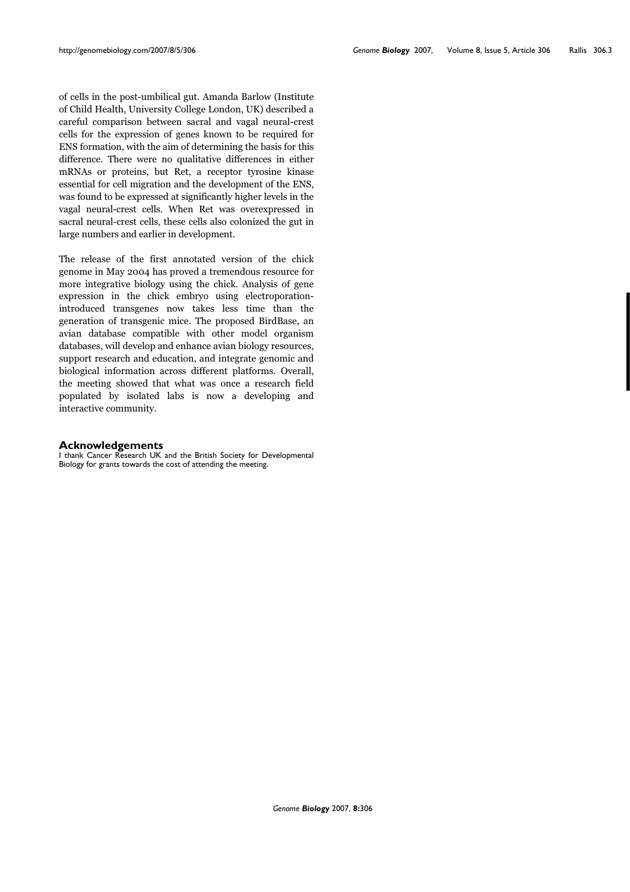of cells in the post-umbilical gut. Amanda Barlow (Institute of Child Health, University College London, UK) described a careful comparison between sacral and vagal neural-crest cells for the expression of genes known to be required for ENS formation, with the aim of determining the basis for this difference. There were no qualitative differences in either mRNAs or proteins, but Ret, a receptor tyrosine kinase essential for cell migration and the development of the ENS, was found to be expressed at significantly higher levels in the vagal neural-crest cells. When Ret was overexpressed in sacral neural-crest cells, these cells also colonized the gut in large numbers and earlier in development.

The release of the first annotated version of the chick genome in May 2004 has proved a tremendous resource for more integrative biology using the chick. Analysis of gene expression in the chick embryo using electroporation-introduced transgenes now takes less time than the generation of transgenic mice. The proposed BirdBase, an avian database compatible with other model organism databases, will develop and enhance avian biology resources, support research and education, and integrate genomic and biological information across different platforms. Overall, the meeting showed that what was once a research field populated by isolated labs is now a developing and interactive community.

## Acknowledgements

I thank Cancer Research UK and the British Society for Developmental Biology for grants towards the cost of attending the meeting.